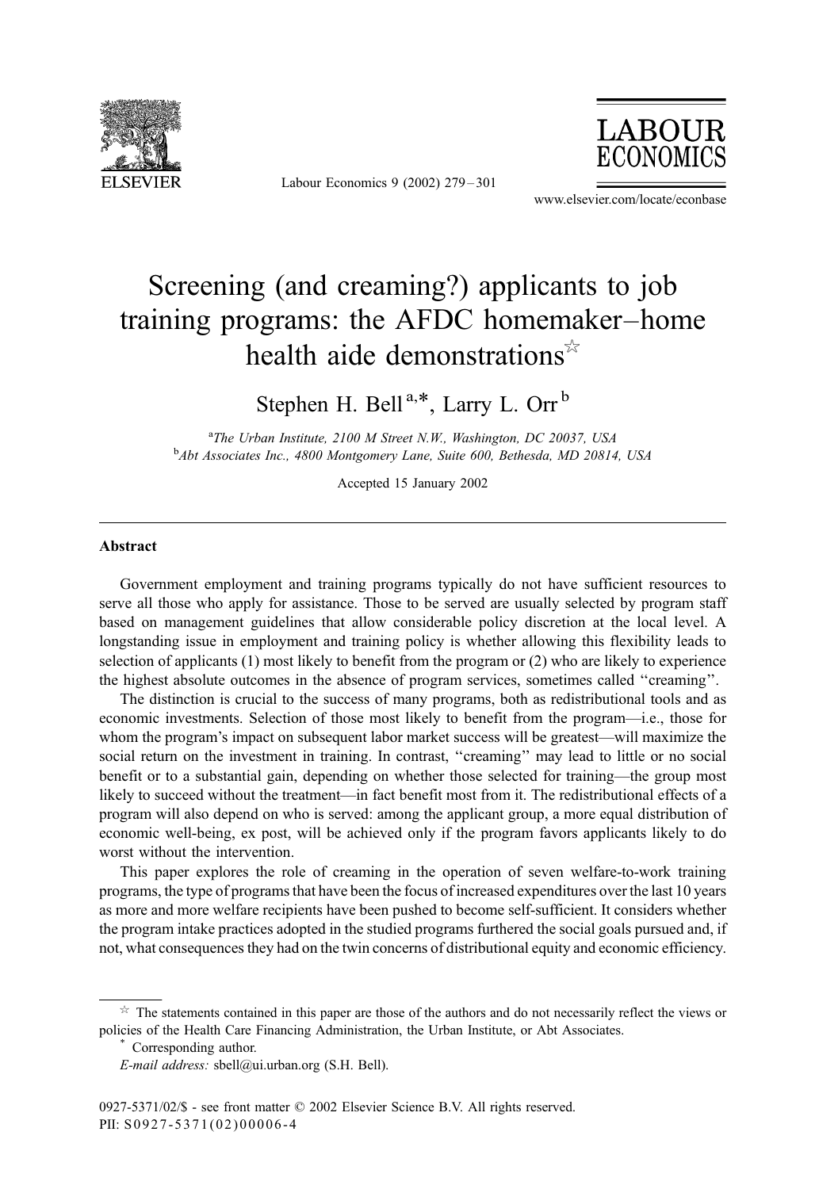# Screening (and creaming?) applicants to job training programs: the AFDC homemaker–home health aide demonstrations☆

Stephen H. Bell[a,*], Larry L. Orr[b]

[a]*The Urban Institute, 2100 M Street N.W., Washington, DC 20037, USA*
[b]*Abt Associates Inc., 4800 Montgomery Lane, Suite 600, Bethesda, MD 20814, USA*

Accepted 15 January 2002

---

## Abstract

Government employment and training programs typically do not have sufficient resources to serve all those who apply for assistance. Those to be served are usually selected by program staff based on management guidelines that allow considerable policy discretion at the local level. A longstanding issue in employment and training policy is whether allowing this flexibility leads to selection of applicants (1) most likely to benefit from the program or (2) who are likely to experience the highest absolute outcomes in the absence of program services, sometimes called "creaming".

The distinction is crucial to the success of many programs, both as redistributional tools and as economic investments. Selection of those most likely to benefit from the program—i.e., those for whom the program's impact on subsequent labor market success will be greatest—will maximize the social return on the investment in training. In contrast, "creaming" may lead to little or no social benefit or to a substantial gain, depending on whether those selected for training—the group most likely to succeed without the treatment—in fact benefit most from it. The redistributional effects of a program will also depend on who is served: among the applicant group, a more equal distribution of economic well-being, ex post, will be achieved only if the program favors applicants likely to do worst without the intervention.

This paper explores the role of creaming in the operation of seven welfare-to-work training programs, the type of programs that have been the focus of increased expenditures over the last 10 years as more and more welfare recipients have been pushed to become self-sufficient. It considers whether the program intake practices adopted in the studied programs furthered the social goals pursued and, if not, what consequences they had on the twin concerns of distributional equity and economic efficiency.

---

☆ The statements contained in this paper are those of the authors and do not necessarily reflect the views or policies of the Health Care Financing Administration, the Urban Institute, or Abt Associates.

\* Corresponding author.

*E-mail address:* sbell@ui.urban.org (S.H. Bell).

0927-5371/02/$ - see front matter © 2002 Elsevier Science B.V. All rights reserved.
PII: S0927-5371(02)00006-4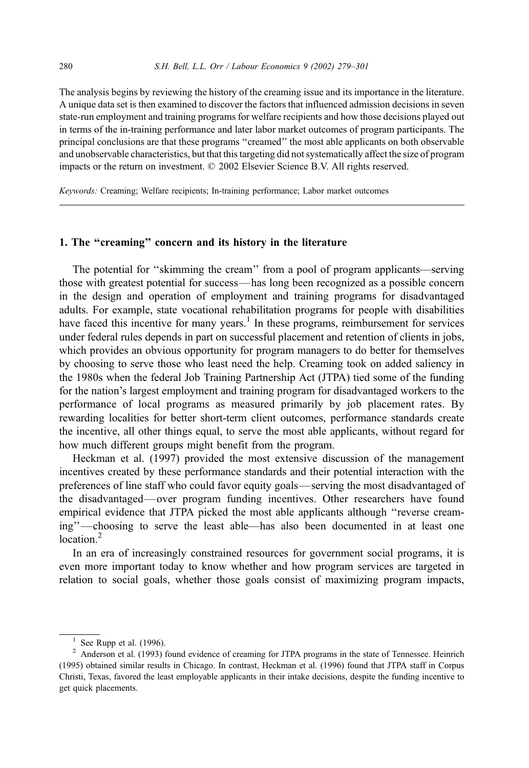The analysis begins by reviewing the history of the creaming issue and its importance in the literature. A unique data set is then examined to discover the factors that influenced admission decisions in seven state-run employment and training programs for welfare recipients and how those decisions played out in terms of the in-training performance and later labor market outcomes of program participants. The principal conclusions are that these programs ''creamed'' the most able applicants on both observable and unobservable characteristics, but that this targeting did not systematically affect the size of program impacts or the return on investment. © 2002 Elsevier Science B.V. All rights reserved.

*Keywords:* Creaming; Welfare recipients; In-training performance; Labor market outcomes

## 1. The ''creaming'' concern and its history in the literature

The potential for ''skimming the cream'' from a pool of program applicants—serving those with greatest potential for success—has long been recognized as a possible concern in the design and operation of employment and training programs for disadvantaged adults. For example, state vocational rehabilitation programs for people with disabilities have faced this incentive for many years.[1] In these programs, reimbursement for services under federal rules depends in part on successful placement and retention of clients in jobs, which provides an obvious opportunity for program managers to do better for themselves by choosing to serve those who least need the help. Creaming took on added saliency in the 1980s when the federal Job Training Partnership Act (JTPA) tied some of the funding for the nation's largest employment and training program for disadvantaged workers to the performance of local programs as measured primarily by job placement rates. By rewarding localities for better short-term client outcomes, performance standards create the incentive, all other things equal, to serve the most able applicants, without regard for how much different groups might benefit from the program.

Heckman et al. (1997) provided the most extensive discussion of the management incentives created by these performance standards and their potential interaction with the preferences of line staff who could favor equity goals—serving the most disadvantaged of the disadvantaged—over program funding incentives. Other researchers have found empirical evidence that JTPA picked the most able applicants although ''reverse creaming''—choosing to serve the least able—has also been documented in at least one location.[2]

In an era of increasingly constrained resources for government social programs, it is even more important today to know whether and how program services are targeted in relation to social goals, whether those goals consist of maximizing program impacts,

[1] See Rupp et al. (1996).

[2] Anderson et al. (1993) found evidence of creaming for JTPA programs in the state of Tennessee. Heinrich (1995) obtained similar results in Chicago. In contrast, Heckman et al. (1996) found that JTPA staff in Corpus Christi, Texas, favored the least employable applicants in their intake decisions, despite the funding incentive to get quick placements.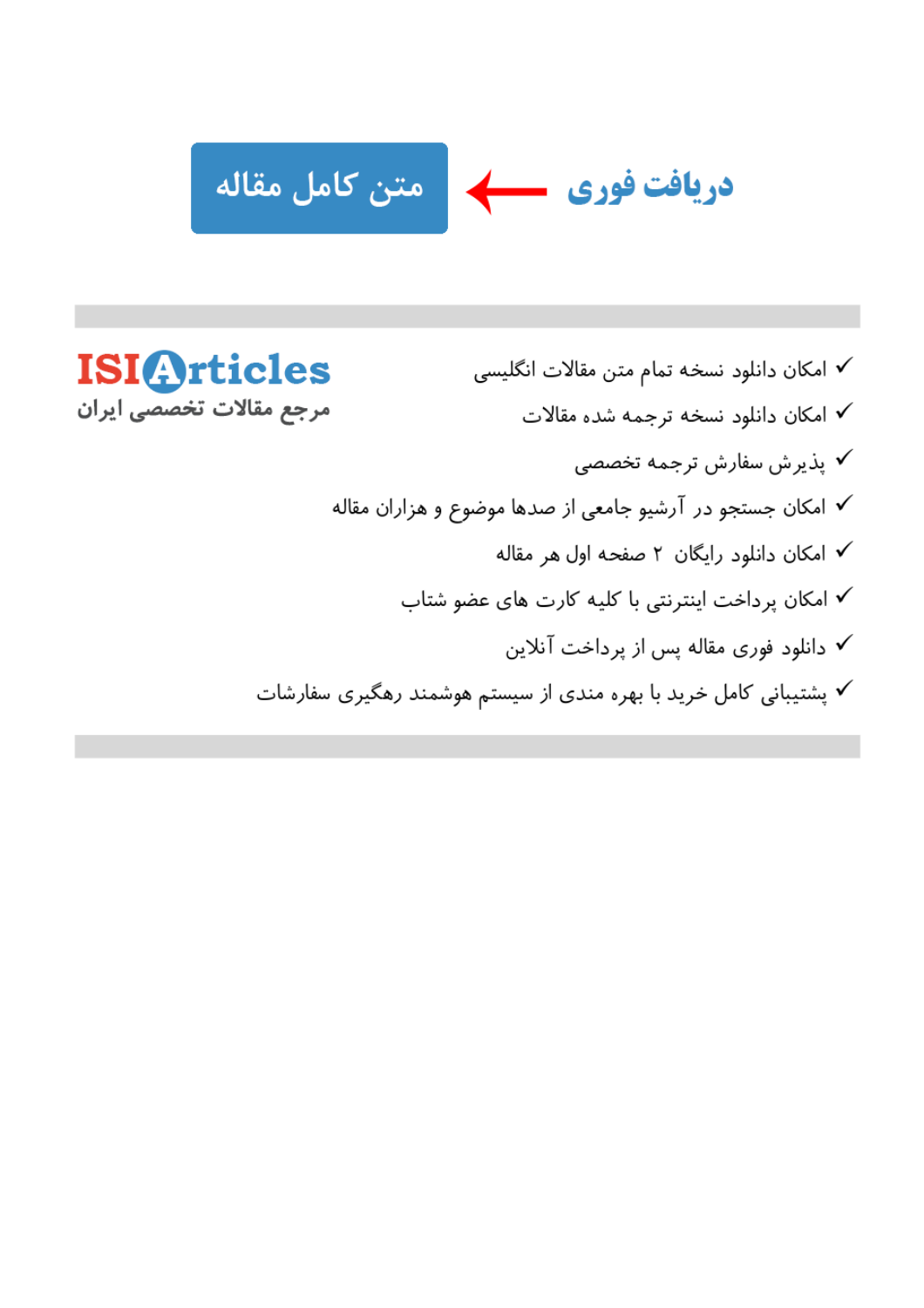دریافت فوری ← متن کامل مقاله

**ISIArticles**
مرجع مقالات تخصصی ایران

- ✓ امکان دانلود نسخه تمام متن مقالات انگلیسی
- ✓ امکان دانلود نسخه ترجمه شده مقالات
- ✓ پذیرش سفارش ترجمه تخصصی
- ✓ امکان جستجو در آرشیو جامعی از صدها موضوع و هزاران مقاله
- ✓ امکان دانلود رایگان ۲ صفحه اول هر مقاله
- ✓ امکان پرداخت اینترنتی با کلیه کارت های عضو شتاب
- ✓ دانلود فوری مقاله پس از پرداخت آنلاین
- ✓ پشتیبانی کامل خرید با بهره مندی از سیستم هوشمند رهگیری سفارشات